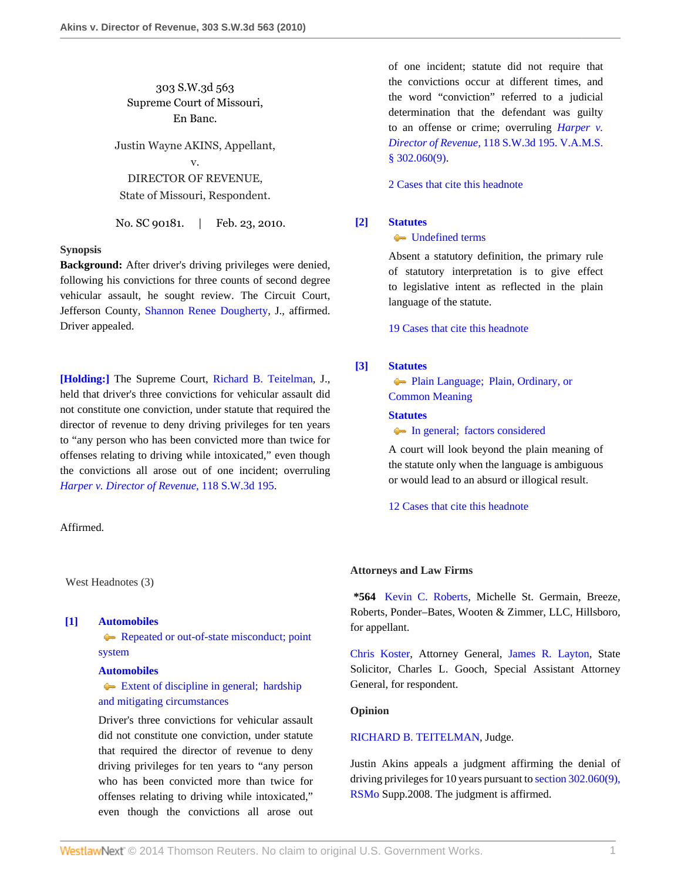303 S.W.3d 563
Supreme Court of Missouri,
En Banc.

Justin Wayne AKINS, Appellant,
v.
DIRECTOR OF REVENUE,
State of Missouri, Respondent.

No. SC 90181. | Feb. 23, 2010.

**Synopsis**

**Background:** After driver's driving privileges were denied, following his convictions for three counts of second degree vehicular assault, he sought review. The Circuit Court, Jefferson County, Shannon Renee Dougherty, J., affirmed. Driver appealed.

**[Holding:]** The Supreme Court, Richard B. Teitelman, J., held that driver's three convictions for vehicular assault did not constitute one conviction, under statute that required the director of revenue to deny driving privileges for ten years to "any person who has been convicted more than twice for offenses relating to driving while intoxicated," even though the convictions all arose out of one incident; overruling *Harper v. Director of Revenue,* 118 S.W.3d 195.

Affirmed.

West Headnotes (3)

**[1]** **Automobiles**
Repeated or out-of-state misconduct; point system
**Automobiles**
Extent of discipline in general; hardship and mitigating circumstances

Driver's three convictions for vehicular assault did not constitute one conviction, under statute that required the director of revenue to deny driving privileges for ten years to "any person who has been convicted more than twice for offenses relating to driving while intoxicated," even though the convictions all arose out of one incident; statute did not require that the convictions occur at different times, and the word "conviction" referred to a judicial determination that the defendant was guilty to an offense or crime; overruling *Harper v. Director of Revenue,* 118 S.W.3d 195. V.A.M.S. § 302.060(9).

2 Cases that cite this headnote

**[2]** **Statutes**
Undefined terms

Absent a statutory definition, the primary rule of statutory interpretation is to give effect to legislative intent as reflected in the plain language of the statute.

19 Cases that cite this headnote

**[3]** **Statutes**
Plain Language; Plain, Ordinary, or Common Meaning
**Statutes**
In general; factors considered

A court will look beyond the plain meaning of the statute only when the language is ambiguous or would lead to an absurd or illogical result.

12 Cases that cite this headnote

**Attorneys and Law Firms**

*564 Kevin C. Roberts, Michelle St. Germain, Breeze, Roberts, Ponder–Bates, Wooten & Zimmer, LLC, Hillsboro, for appellant.

Chris Koster, Attorney General, James R. Layton, State Solicitor, Charles L. Gooch, Special Assistant Attorney General, for respondent.

**Opinion**

RICHARD B. TEITELMAN, Judge.

Justin Akins appeals a judgment affirming the denial of driving privileges for 10 years pursuant to section 302.060(9), RSMo Supp.2008. The judgment is affirmed.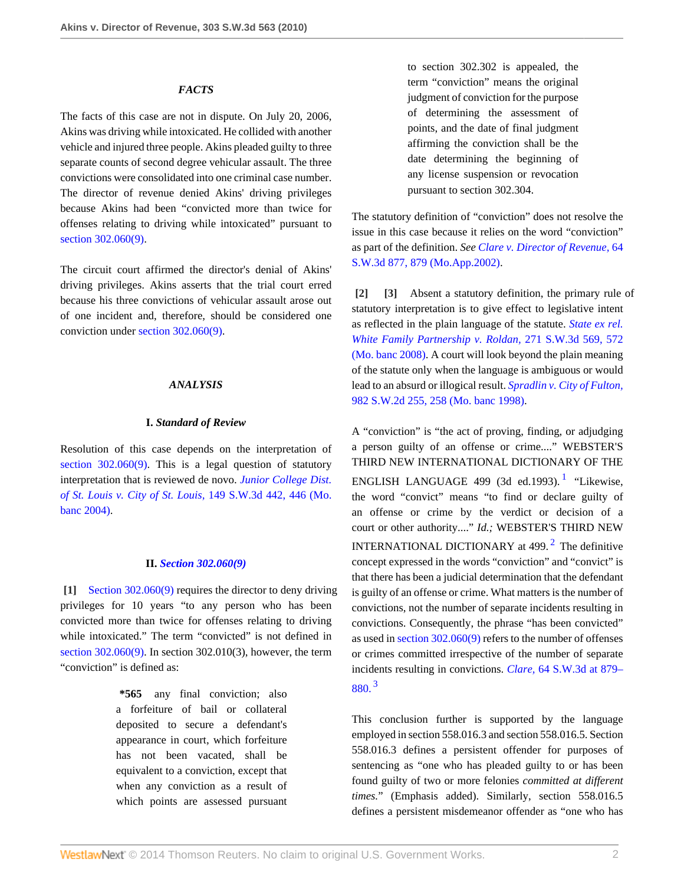### *FACTS*

The facts of this case are not in dispute. On July 20, 2006, Akins was driving while intoxicated. He collided with another vehicle and injured three people. Akins pleaded guilty to three separate counts of second degree vehicular assault. The three convictions were consolidated into one criminal case number. The director of revenue denied Akins' driving privileges because Akins had been "convicted more than twice for offenses relating to driving while intoxicated" pursuant to section 302.060(9).

The circuit court affirmed the director's denial of Akins' driving privileges. Akins asserts that the trial court erred because his three convictions of vehicular assault arose out of one incident and, therefore, should be considered one conviction under section 302.060(9).

### *ANALYSIS*

#### I. *Standard of Review*

Resolution of this case depends on the interpretation of section 302.060(9). This is a legal question of statutory interpretation that is reviewed de novo. *Junior College Dist. of St. Louis v. City of St. Louis,* 149 S.W.3d 442, 446 (Mo. banc 2004).

#### II. *Section 302.060(9)*

**[1]** Section 302.060(9) requires the director to deny driving privileges for 10 years "to any person who has been convicted more than twice for offenses relating to driving while intoxicated." The term "convicted" is not defined in section 302.060(9). In section 302.010(3), however, the term "conviction" is defined as:

> **\*565** any final conviction; also a forfeiture of bail or collateral deposited to secure a defendant's appearance in court, which forfeiture has not been vacated, shall be equivalent to a conviction, except that when any conviction as a result of which points are assessed pursuant to section 302.302 is appealed, the term "conviction" means the original judgment of conviction for the purpose of determining the assessment of points, and the date of final judgment affirming the conviction shall be the date determining the beginning of any license suspension or revocation pursuant to section 302.304.

The statutory definition of "conviction" does not resolve the issue in this case because it relies on the word "conviction" as part of the definition. *See Clare v. Director of Revenue,* 64 S.W.3d 877, 879 (Mo.App.2002).

**[2]** **[3]** Absent a statutory definition, the primary rule of statutory interpretation is to give effect to legislative intent as reflected in the plain language of the statute. *State ex rel. White Family Partnership v. Roldan,* 271 S.W.3d 569, 572 (Mo. banc 2008). A court will look beyond the plain meaning of the statute only when the language is ambiguous or would lead to an absurd or illogical result. *Spradlin v. City of Fulton,* 982 S.W.2d 255, 258 (Mo. banc 1998).

A "conviction" is "the act of proving, finding, or adjudging a person guilty of an offense or crime...." WEBSTER'S THIRD NEW INTERNATIONAL DICTIONARY OF THE ENGLISH LANGUAGE 499 (3d ed.1993).[1] "Likewise, the word "convict" means "to find or declare guilty of an offense or crime by the verdict or decision of a court or other authority...." *Id.;* WEBSTER'S THIRD NEW INTERNATIONAL DICTIONARY at 499.[2] The definitive concept expressed in the words "conviction" and "convict" is that there has been a judicial determination that the defendant is guilty of an offense or crime. What matters is the number of convictions, not the number of separate incidents resulting in convictions. Consequently, the phrase "has been convicted" as used in section 302.060(9) refers to the number of offenses or crimes committed irrespective of the number of separate incidents resulting in convictions. *Clare,* 64 S.W.3d at 879–880.[3]

This conclusion further is supported by the language employed in section 558.016.3 and section 558.016.5. Section 558.016.3 defines a persistent offender for purposes of sentencing as "one who has pleaded guilty to or has been found guilty of two or more felonies *committed at different times.*" (Emphasis added). Similarly, section 558.016.5 defines a persistent misdemeanor offender as "one who has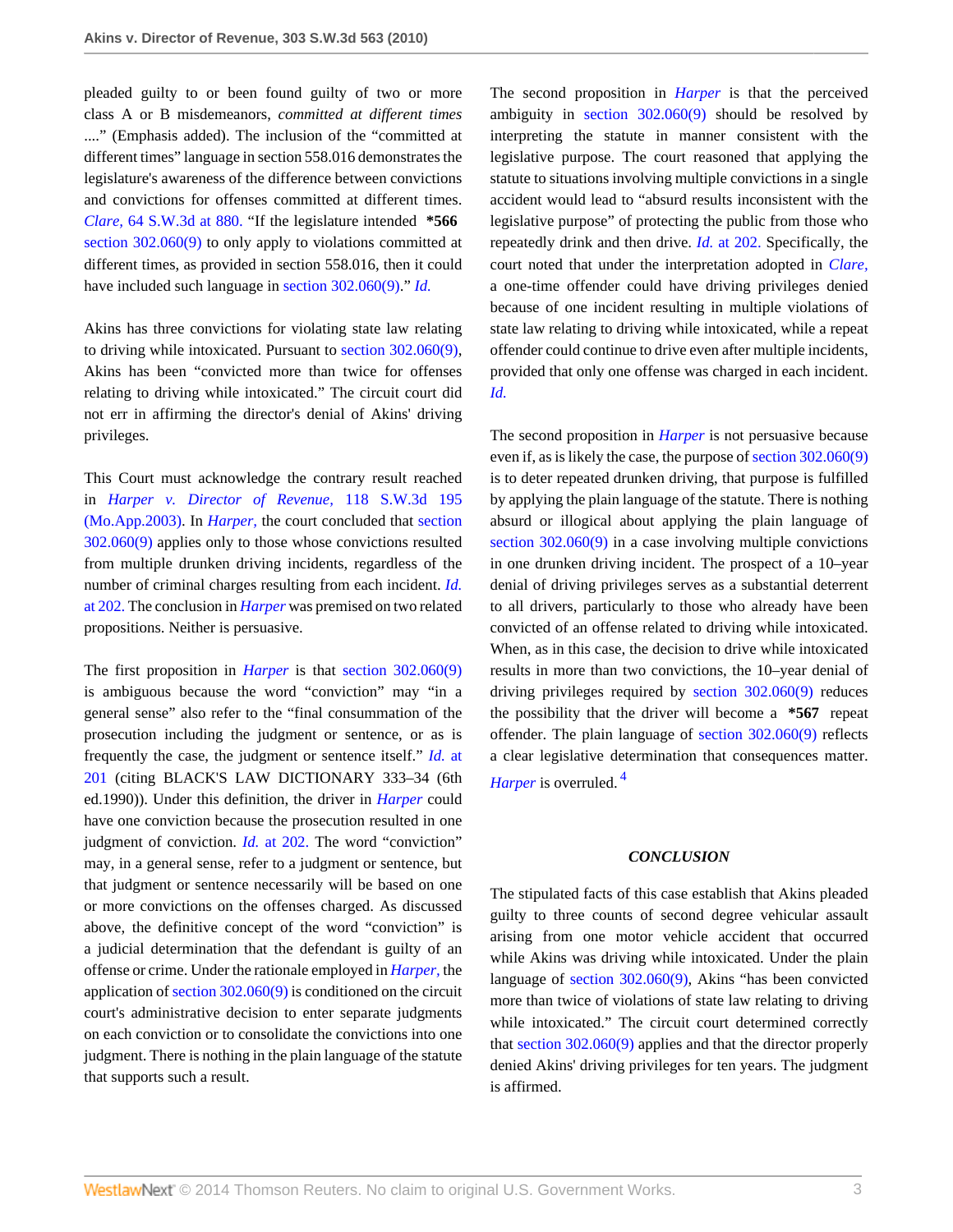pleaded guilty to or been found guilty of two or more class A or B misdemeanors, *committed at different times* ...." (Emphasis added). The inclusion of the "committed at different times" language in section 558.016 demonstrates the legislature's awareness of the difference between convictions and convictions for offenses committed at different times. *Clare,* 64 S.W.3d at 880. "If the legislature intended **\*566** section 302.060(9) to only apply to violations committed at different times, as provided in section 558.016, then it could have included such language in section 302.060(9)." *Id.*

Akins has three convictions for violating state law relating to driving while intoxicated. Pursuant to section 302.060(9), Akins has been "convicted more than twice for offenses relating to driving while intoxicated." The circuit court did not err in affirming the director's denial of Akins' driving privileges.

This Court must acknowledge the contrary result reached in *Harper v. Director of Revenue,* 118 S.W.3d 195 (Mo.App.2003). In *Harper,* the court concluded that section 302.060(9) applies only to those whose convictions resulted from multiple drunken driving incidents, regardless of the number of criminal charges resulting from each incident. *Id.* at 202. The conclusion in *Harper* was premised on two related propositions. Neither is persuasive.

The first proposition in *Harper* is that section 302.060(9) is ambiguous because the word "conviction" may "in a general sense" also refer to the "final consummation of the prosecution including the judgment or sentence, or as is frequently the case, the judgment or sentence itself." *Id.* at 201 (citing BLACK'S LAW DICTIONARY 333–34 (6th ed.1990)). Under this definition, the driver in *Harper* could have one conviction because the prosecution resulted in one judgment of conviction. *Id.* at 202. The word "conviction" may, in a general sense, refer to a judgment or sentence, but that judgment or sentence necessarily will be based on one or more convictions on the offenses charged. As discussed above, the definitive concept of the word "conviction" is a judicial determination that the defendant is guilty of an offense or crime. Under the rationale employed in *Harper,* the application of section 302.060(9) is conditioned on the circuit court's administrative decision to enter separate judgments on each conviction or to consolidate the convictions into one judgment. There is nothing in the plain language of the statute that supports such a result.

The second proposition in *Harper* is that the perceived ambiguity in section 302.060(9) should be resolved by interpreting the statute in manner consistent with the legislative purpose. The court reasoned that applying the statute to situations involving multiple convictions in a single accident would lead to "absurd results inconsistent with the legislative purpose" of protecting the public from those who repeatedly drink and then drive. *Id.* at 202. Specifically, the court noted that under the interpretation adopted in *Clare,* a one-time offender could have driving privileges denied because of one incident resulting in multiple violations of state law relating to driving while intoxicated, while a repeat offender could continue to drive even after multiple incidents, provided that only one offense was charged in each incident. *Id.*

The second proposition in *Harper* is not persuasive because even if, as is likely the case, the purpose of section 302.060(9) is to deter repeated drunken driving, that purpose is fulfilled by applying the plain language of the statute. There is nothing absurd or illogical about applying the plain language of section 302.060(9) in a case involving multiple convictions in one drunken driving incident. The prospect of a 10–year denial of driving privileges serves as a substantial deterrent to all drivers, particularly to those who already have been convicted of an offense related to driving while intoxicated. When, as in this case, the decision to drive while intoxicated results in more than two convictions, the 10–year denial of driving privileges required by section 302.060(9) reduces the possibility that the driver will become a **\*567** repeat offender. The plain language of section 302.060(9) reflects a clear legislative determination that consequences matter. *Harper* is overruled. [4]

## *CONCLUSION*

The stipulated facts of this case establish that Akins pleaded guilty to three counts of second degree vehicular assault arising from one motor vehicle accident that occurred while Akins was driving while intoxicated. Under the plain language of section 302.060(9), Akins "has been convicted more than twice of violations of state law relating to driving while intoxicated." The circuit court determined correctly that section 302.060(9) applies and that the director properly denied Akins' driving privileges for ten years. The judgment is affirmed.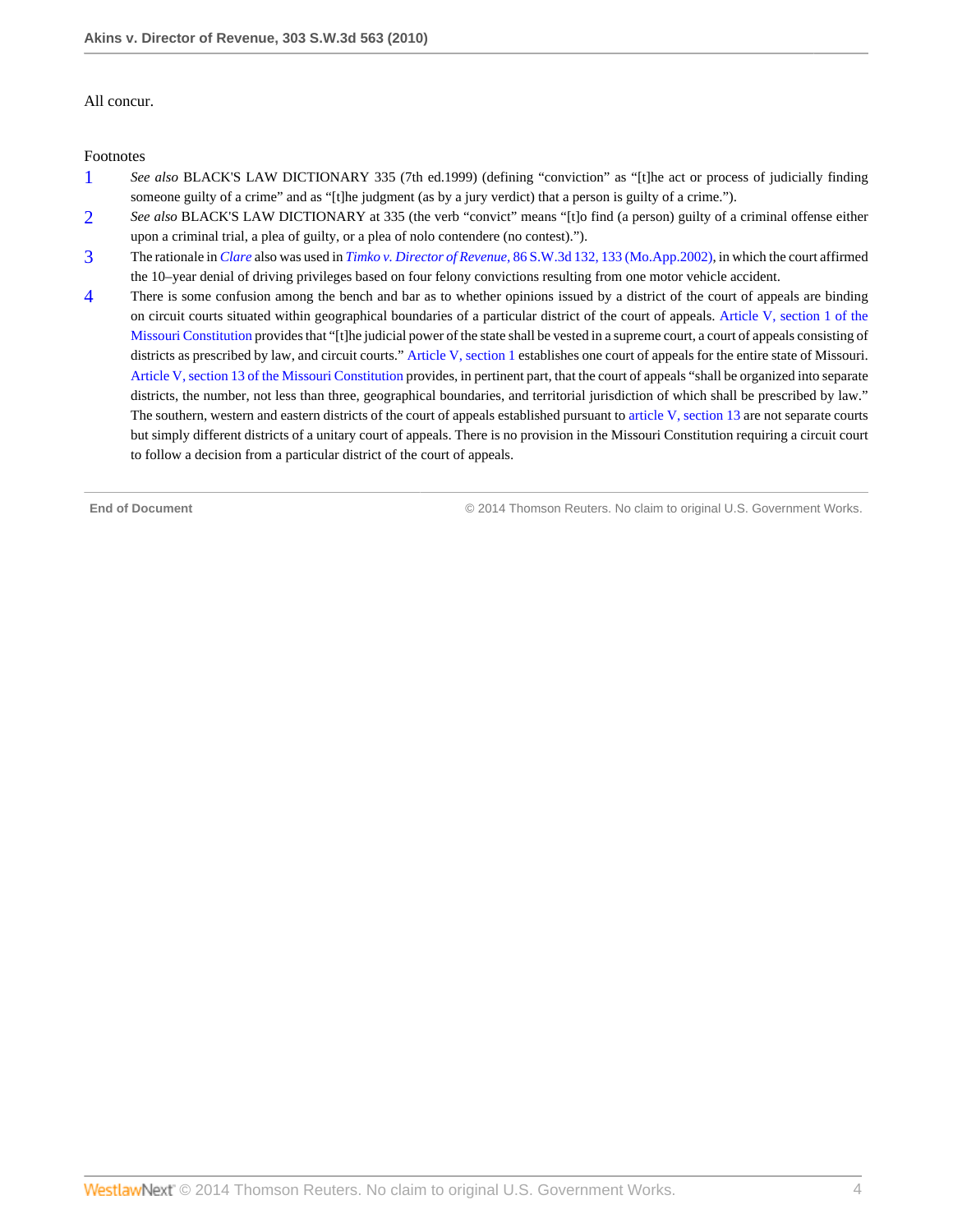All concur.

Footnotes

1 *See also* BLACK'S LAW DICTIONARY 335 (7th ed.1999) (defining "conviction" as "[t]he act or process of judicially finding someone guilty of a crime" and as "[t]he judgment (as by a jury verdict) that a person is guilty of a crime.").

2 *See also* BLACK'S LAW DICTIONARY at 335 (the verb "convict" means "[t]o find (a person) guilty of a criminal offense either upon a criminal trial, a plea of guilty, or a plea of nolo contendere (no contest).").

3 The rationale in *Clare* also was used in *Timko v. Director of Revenue,* 86 S.W.3d 132, 133 (Mo.App.2002), in which the court affirmed the 10–year denial of driving privileges based on four felony convictions resulting from one motor vehicle accident.

4 There is some confusion among the bench and bar as to whether opinions issued by a district of the court of appeals are binding on circuit courts situated within geographical boundaries of a particular district of the court of appeals. Article V, section 1 of the Missouri Constitution provides that "[t]he judicial power of the state shall be vested in a supreme court, a court of appeals consisting of districts as prescribed by law, and circuit courts." Article V, section 1 establishes one court of appeals for the entire state of Missouri. Article V, section 13 of the Missouri Constitution provides, in pertinent part, that the court of appeals "shall be organized into separate districts, the number, not less than three, geographical boundaries, and territorial jurisdiction of which shall be prescribed by law." The southern, western and eastern districts of the court of appeals established pursuant to article V, section 13 are not separate courts but simply different districts of a unitary court of appeals. There is no provision in the Missouri Constitution requiring a circuit court to follow a decision from a particular district of the court of appeals.

End of Document © 2014 Thomson Reuters. No claim to original U.S. Government Works.